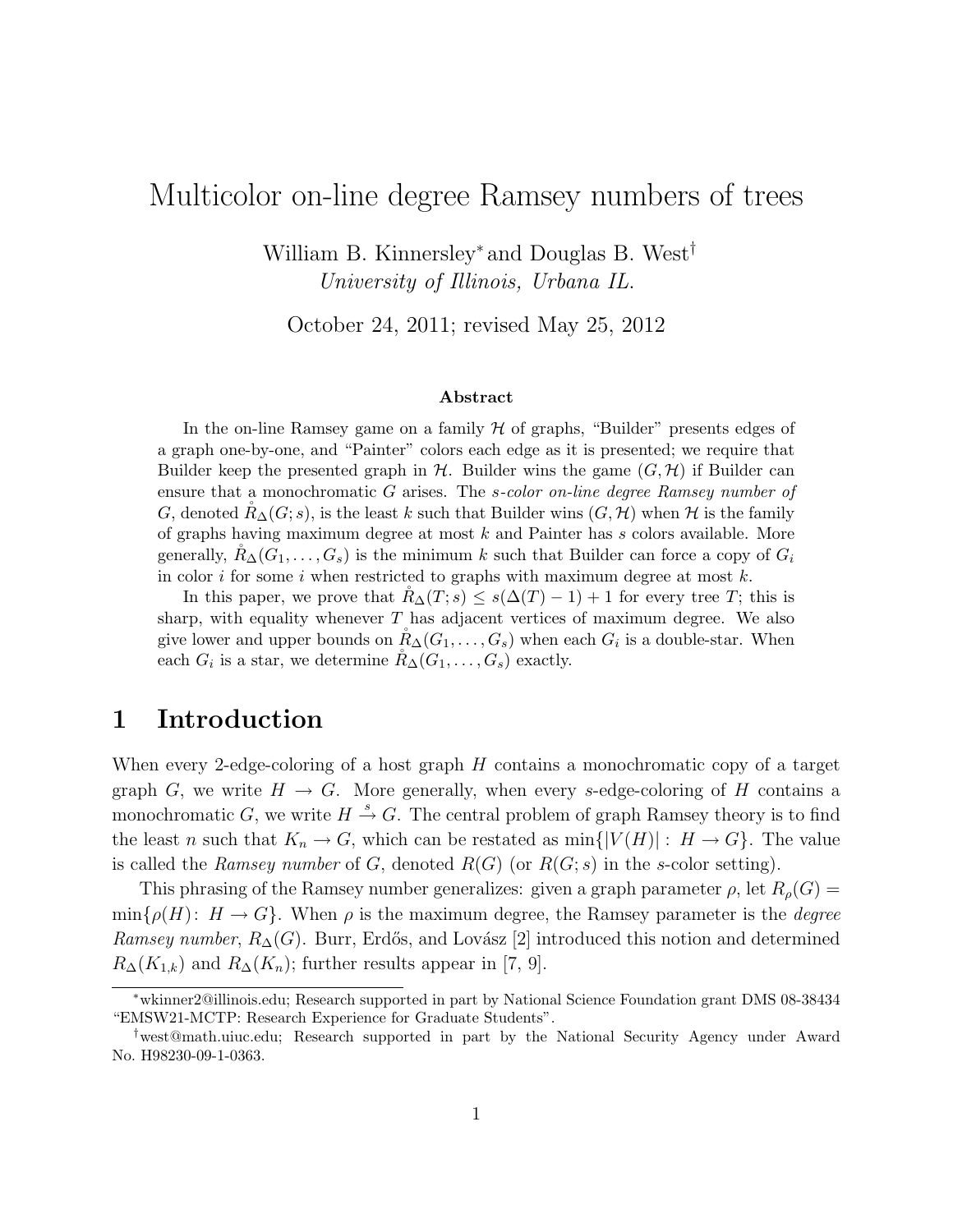# Multicolor on-line degree Ramsey numbers of trees

William B. Kinnersley[*] and Douglas B. West[†]
*University of Illinois, Urbana IL.*

October 24, 2011; revised May 25, 2012

### Abstract

In the on-line Ramsey game on a family $\mathcal{H}$ of graphs, "Builder" presents edges of a graph one-by-one, and "Painter" colors each edge as it is presented; we require that Builder keep the presented graph in $\mathcal{H}$. Builder wins the game $(G, \mathcal{H})$ if Builder can ensure that a monochromatic $G$ arises. The *s-color on-line degree Ramsey number of G*, denoted $\mathring{R}_\Delta(G; s)$, is the least $k$ such that Builder wins $(G, \mathcal{H})$ when $\mathcal{H}$ is the family of graphs having maximum degree at most $k$ and Painter has $s$ colors available. More generally, $\mathring{R}_\Delta(G_1, \ldots, G_s)$ is the minimum $k$ such that Builder can force a copy of $G_i$ in color $i$ for some $i$ when restricted to graphs with maximum degree at most $k$.

In this paper, we prove that $\mathring{R}_\Delta(T; s) \le s(\Delta(T) - 1) + 1$ for every tree $T$; this is sharp, with equality whenever $T$ has adjacent vertices of maximum degree. We also give lower and upper bounds on $\mathring{R}_\Delta(G_1, \ldots, G_s)$ when each $G_i$ is a double-star. When each $G_i$ is a star, we determine $\mathring{R}_\Delta(G_1, \ldots, G_s)$ exactly.

## 1 Introduction

When every 2-edge-coloring of a host graph $H$ contains a monochromatic copy of a target graph $G$, we write $H \to G$. More generally, when every $s$-edge-coloring of $H$ contains a monochromatic $G$, we write $H \xrightarrow{s} G$. The central problem of graph Ramsey theory is to find the least $n$ such that $K_n \to G$, which can be restated as $\min\{|V(H)| : H \to G\}$. The value is called the *Ramsey number* of $G$, denoted $R(G)$ (or $R(G; s)$ in the $s$-color setting).

This phrasing of the Ramsey number generalizes: given a graph parameter $\rho$, let $R_\rho(G) = \min\{\rho(H) : H \to G\}$. When $\rho$ is the maximum degree, the Ramsey parameter is the *degree Ramsey number*, $R_\Delta(G)$. Burr, Erdős, and Lovász [2] introduced this notion and determined $R_\Delta(K_{1,k})$ and $R_\Delta(K_n)$; further results appear in [7, 9].

---

[*] wkinner2@illinois.edu; Research supported in part by National Science Foundation grant DMS 08-38434 "EMSW21-MCTP: Research Experience for Graduate Students".

[†] west@math.uiuc.edu; Research supported in part by the National Security Agency under Award No. H98230-09-1-0363.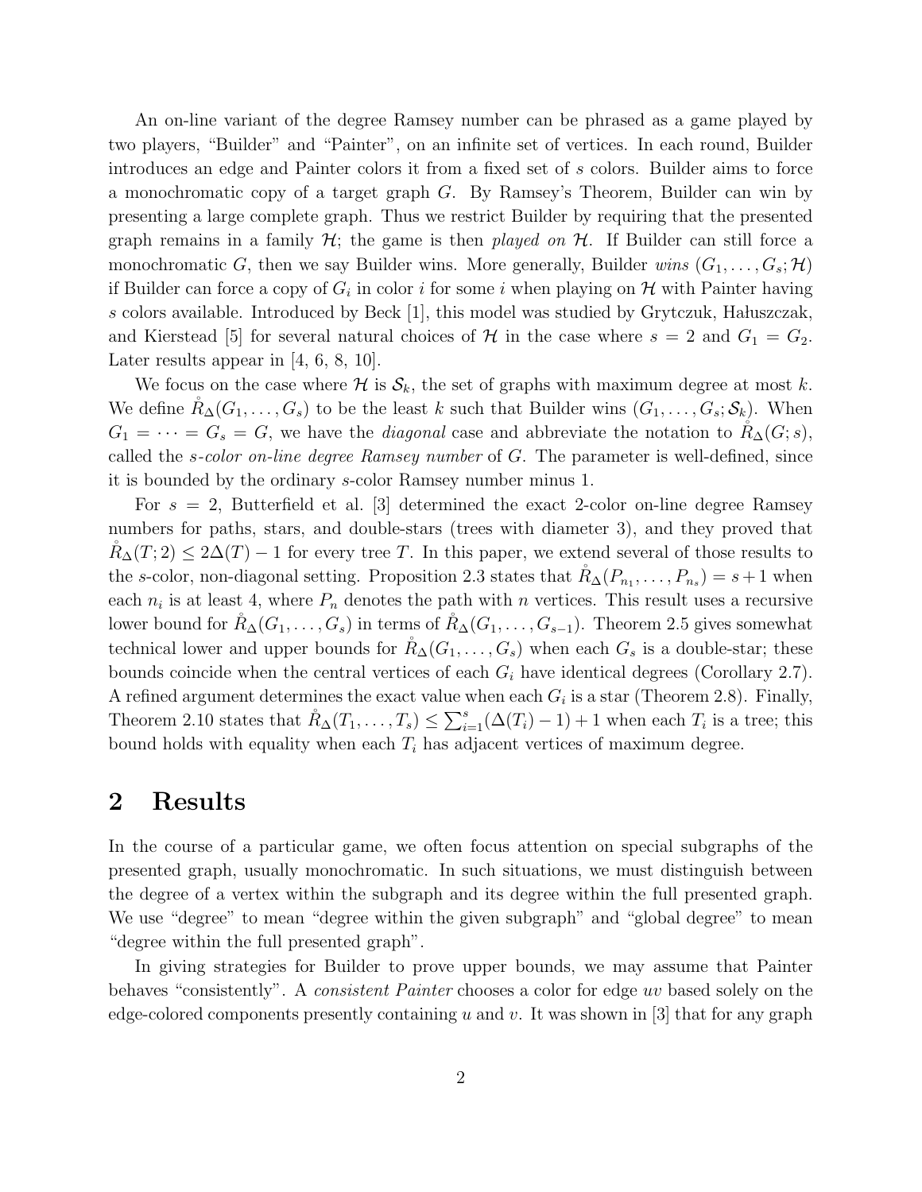An on-line variant of the degree Ramsey number can be phrased as a game played by two players, "Builder" and "Painter", on an infinite set of vertices. In each round, Builder introduces an edge and Painter colors it from a fixed set of $s$ colors. Builder aims to force a monochromatic copy of a target graph $G$. By Ramsey's Theorem, Builder can win by presenting a large complete graph. Thus we restrict Builder by requiring that the presented graph remains in a family $\mathcal{H}$; the game is then *played on* $\mathcal{H}$. If Builder can still force a monochromatic $G$, then we say Builder wins. More generally, Builder *wins* $(G_1, \ldots, G_s; \mathcal{H})$ if Builder can force a copy of $G_i$ in color $i$ for some $i$ when playing on $\mathcal{H}$ with Painter having $s$ colors available. Introduced by Beck [1], this model was studied by Grytczuk, Hałuszczak, and Kierstead [5] for several natural choices of $\mathcal{H}$ in the case where $s = 2$ and $G_1 = G_2$. Later results appear in [4, 6, 8, 10].

We focus on the case where $\mathcal{H}$ is $\mathcal{S}_k$, the set of graphs with maximum degree at most $k$. We define $\mathring{R}_\Delta(G_1, \ldots, G_s)$ to be the least $k$ such that Builder wins $(G_1, \ldots, G_s; \mathcal{S}_k)$. When $G_1 = \cdots = G_s = G$, we have the *diagonal* case and abbreviate the notation to $\mathring{R}_\Delta(G; s)$, called the *s-color on-line degree Ramsey number* of $G$. The parameter is well-defined, since it is bounded by the ordinary $s$-color Ramsey number minus 1.

For $s = 2$, Butterfield et al. [3] determined the exact 2-color on-line degree Ramsey numbers for paths, stars, and double-stars (trees with diameter 3), and they proved that $\mathring{R}_\Delta(T; 2) \leq 2\Delta(T) - 1$ for every tree $T$. In this paper, we extend several of those results to the $s$-color, non-diagonal setting. Proposition 2.3 states that $\mathring{R}_\Delta(P_{n_1}, \ldots, P_{n_s}) = s + 1$ when each $n_i$ is at least 4, where $P_n$ denotes the path with $n$ vertices. This result uses a recursive lower bound for $\mathring{R}_\Delta(G_1, \ldots, G_s)$ in terms of $\mathring{R}_\Delta(G_1, \ldots, G_{s-1})$. Theorem 2.5 gives somewhat technical lower and upper bounds for $\mathring{R}_\Delta(G_1, \ldots, G_s)$ when each $G_s$ is a double-star; these bounds coincide when the central vertices of each $G_i$ have identical degrees (Corollary 2.7). A refined argument determines the exact value when each $G_i$ is a star (Theorem 2.8). Finally, Theorem 2.10 states that $\mathring{R}_\Delta(T_1, \ldots, T_s) \leq \sum_{i=1}^{s}(\Delta(T_i) - 1) + 1$ when each $T_i$ is a tree; this bound holds with equality when each $T_i$ has adjacent vertices of maximum degree.

## 2 Results

In the course of a particular game, we often focus attention on special subgraphs of the presented graph, usually monochromatic. In such situations, we must distinguish between the degree of a vertex within the subgraph and its degree within the full presented graph. We use "degree" to mean "degree within the given subgraph" and "global degree" to mean "degree within the full presented graph".

In giving strategies for Builder to prove upper bounds, we may assume that Painter behaves "consistently". A *consistent Painter* chooses a color for edge $uv$ based solely on the edge-colored components presently containing $u$ and $v$. It was shown in [3] that for any graph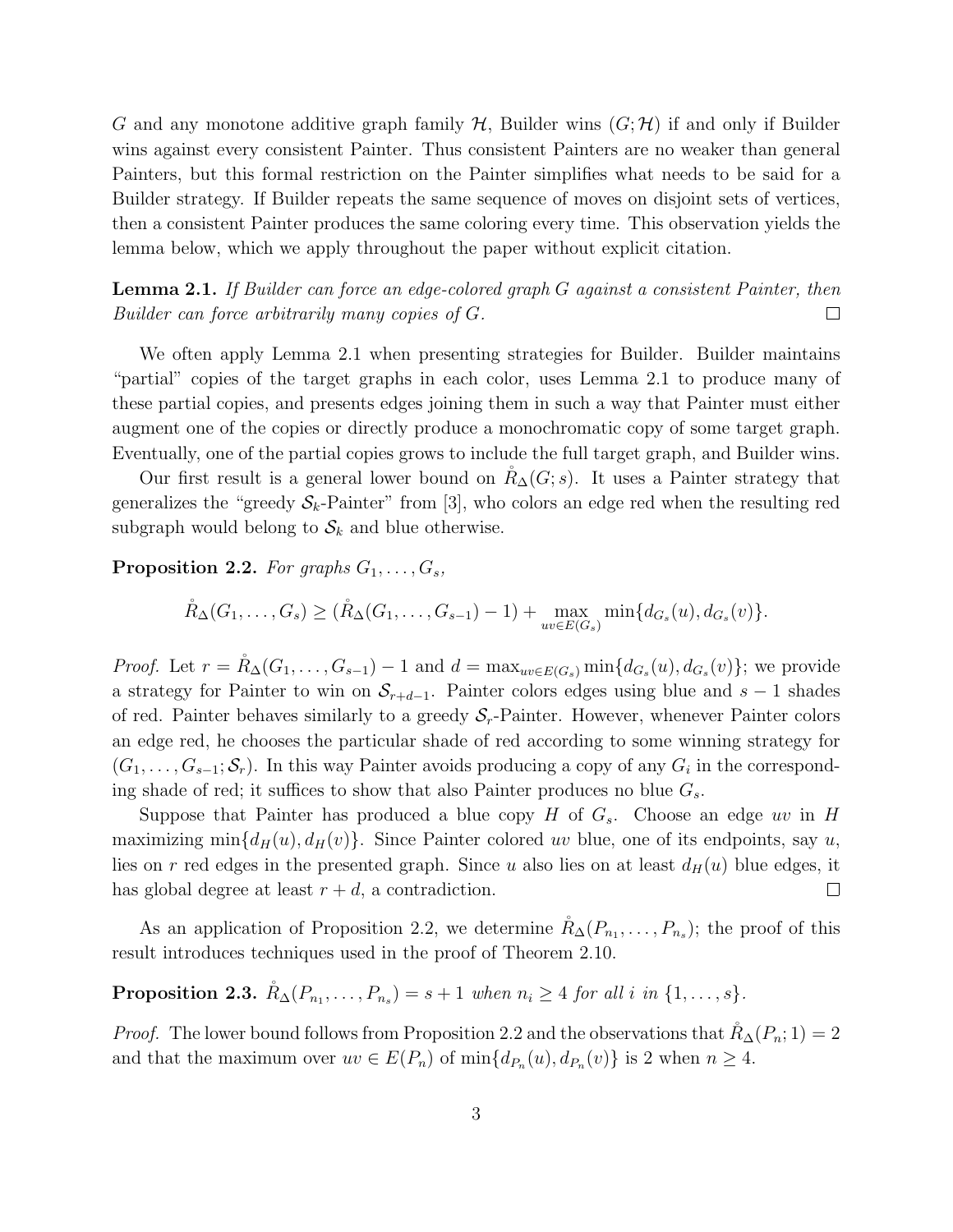$G$ and any monotone additive graph family $\mathcal{H}$, Builder wins $(G;\mathcal{H})$ if and only if Builder wins against every consistent Painter. Thus consistent Painters are no weaker than general Painters, but this formal restriction on the Painter simplifies what needs to be said for a Builder strategy. If Builder repeats the same sequence of moves on disjoint sets of vertices, then a consistent Painter produces the same coloring every time. This observation yields the lemma below, which we apply throughout the paper without explicit citation.

**Lemma 2.1.** *If Builder can force an edge-colored graph $G$ against a consistent Painter, then Builder can force arbitrarily many copies of $G$.* □

We often apply Lemma 2.1 when presenting strategies for Builder. Builder maintains "partial" copies of the target graphs in each color, uses Lemma 2.1 to produce many of these partial copies, and presents edges joining them in such a way that Painter must either augment one of the copies or directly produce a monochromatic copy of some target graph. Eventually, one of the partial copies grows to include the full target graph, and Builder wins.

Our first result is a general lower bound on $\mathring{R}_\Delta(G;s)$. It uses a Painter strategy that generalizes the "greedy $\mathcal{S}_k$-Painter" from [3], who colors an edge red when the resulting red subgraph would belong to $\mathcal{S}_k$ and blue otherwise.

**Proposition 2.2.** *For graphs $G_1,\dots,G_s$,*

$$\mathring{R}_\Delta(G_1,\dots,G_s) \geq (\mathring{R}_\Delta(G_1,\dots,G_{s-1})-1) + \max_{uv\in E(G_s)} \min\{d_{G_s}(u), d_{G_s}(v)\}.$$

*Proof.* Let $r = \mathring{R}_\Delta(G_1,\dots,G_{s-1})-1$ and $d = \max_{uv\in E(G_s)} \min\{d_{G_s}(u), d_{G_s}(v)\}$; we provide a strategy for Painter to win on $\mathcal{S}_{r+d-1}$. Painter colors edges using blue and $s-1$ shades of red. Painter behaves similarly to a greedy $\mathcal{S}_r$-Painter. However, whenever Painter colors an edge red, he chooses the particular shade of red according to some winning strategy for $(G_1,\dots,G_{s-1};\mathcal{S}_r)$. In this way Painter avoids producing a copy of any $G_i$ in the corresponding shade of red; it suffices to show that also Painter produces no blue $G_s$.

Suppose that Painter has produced a blue copy $H$ of $G_s$. Choose an edge $uv$ in $H$ maximizing $\min\{d_H(u), d_H(v)\}$. Since Painter colored $uv$ blue, one of its endpoints, say $u$, lies on $r$ red edges in the presented graph. Since $u$ also lies on at least $d_H(u)$ blue edges, it has global degree at least $r+d$, a contradiction. □

As an application of Proposition 2.2, we determine $\mathring{R}_\Delta(P_{n_1},\dots,P_{n_s})$; the proof of this result introduces techniques used in the proof of Theorem 2.10.

**Proposition 2.3.** $\mathring{R}_\Delta(P_{n_1},\dots,P_{n_s}) = s+1$ *when $n_i \geq 4$ for all $i$ in $\{1,\dots,s\}$.*

*Proof.* The lower bound follows from Proposition 2.2 and the observations that $\mathring{R}_\Delta(P_n;1) = 2$ and that the maximum over $uv \in E(P_n)$ of $\min\{d_{P_n}(u), d_{P_n}(v)\}$ is 2 when $n \geq 4$.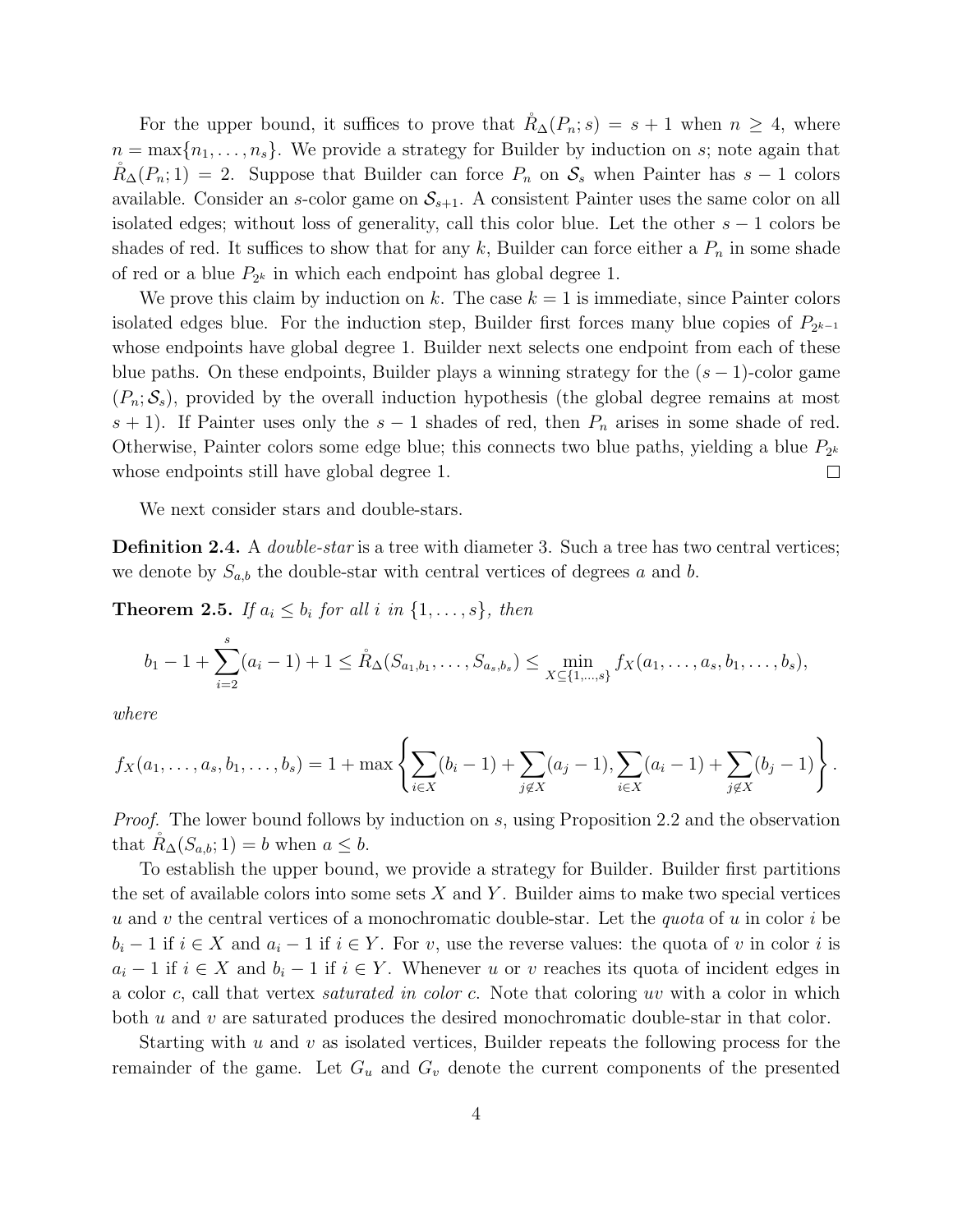For the upper bound, it suffices to prove that $\mathring{R}_\Delta(P_n; s) = s+1$ when $n \geq 4$, where $n = \max\{n_1, \ldots, n_s\}$. We provide a strategy for Builder by induction on $s$; note again that $\mathring{R}_\Delta(P_n; 1) = 2$. Suppose that Builder can force $P_n$ on $\mathcal{S}_s$ when Painter has $s-1$ colors available. Consider an $s$-color game on $\mathcal{S}_{s+1}$. A consistent Painter uses the same color on all isolated edges; without loss of generality, call this color blue. Let the other $s-1$ colors be shades of red. It suffices to show that for any $k$, Builder can force either a $P_n$ in some shade of red or a blue $P_{2^k}$ in which each endpoint has global degree 1.

We prove this claim by induction on $k$. The case $k = 1$ is immediate, since Painter colors isolated edges blue. For the induction step, Builder first forces many blue copies of $P_{2^{k-1}}$ whose endpoints have global degree 1. Builder next selects one endpoint from each of these blue paths. On these endpoints, Builder plays a winning strategy for the $(s-1)$-color game $(P_n; \mathcal{S}_s)$, provided by the overall induction hypothesis (the global degree remains at most $s+1$). If Painter uses only the $s-1$ shades of red, then $P_n$ arises in some shade of red. Otherwise, Painter colors some edge blue; this connects two blue paths, yielding a blue $P_{2^k}$ whose endpoints still have global degree 1. □

We next consider stars and double-stars.

**Definition 2.4.** A *double-star* is a tree with diameter 3. Such a tree has two central vertices; we denote by $S_{a,b}$ the double-star with central vertices of degrees $a$ and $b$.

**Theorem 2.5.** *If $a_i \leq b_i$ for all $i$ in $\{1, \ldots, s\}$, then*

$$b_1 - 1 + \sum_{i=2}^{s}(a_i - 1) + 1 \leq \mathring{R}_\Delta(S_{a_1,b_1}, \ldots, S_{a_s,b_s}) \leq \min_{X \subseteq \{1,\ldots,s\}} f_X(a_1, \ldots, a_s, b_1, \ldots, b_s),$$

*where*

$$f_X(a_1, \ldots, a_s, b_1, \ldots, b_s) = 1 + \max\left\{\sum_{i \in X}(b_i - 1) + \sum_{j \notin X}(a_j - 1), \sum_{i \in X}(a_i - 1) + \sum_{j \notin X}(b_j - 1)\right\}.$$

*Proof.* The lower bound follows by induction on $s$, using Proposition 2.2 and the observation that $\mathring{R}_\Delta(S_{a,b}; 1) = b$ when $a \leq b$.

To establish the upper bound, we provide a strategy for Builder. Builder first partitions the set of available colors into some sets $X$ and $Y$. Builder aims to make two special vertices $u$ and $v$ the central vertices of a monochromatic double-star. Let the *quota* of $u$ in color $i$ be $b_i - 1$ if $i \in X$ and $a_i - 1$ if $i \in Y$. For $v$, use the reverse values: the quota of $v$ in color $i$ is $a_i - 1$ if $i \in X$ and $b_i - 1$ if $i \in Y$. Whenever $u$ or $v$ reaches its quota of incident edges in a color $c$, call that vertex *saturated in color $c$*. Note that coloring $uv$ with a color in which both $u$ and $v$ are saturated produces the desired monochromatic double-star in that color.

Starting with $u$ and $v$ as isolated vertices, Builder repeats the following process for the remainder of the game. Let $G_u$ and $G_v$ denote the current components of the presented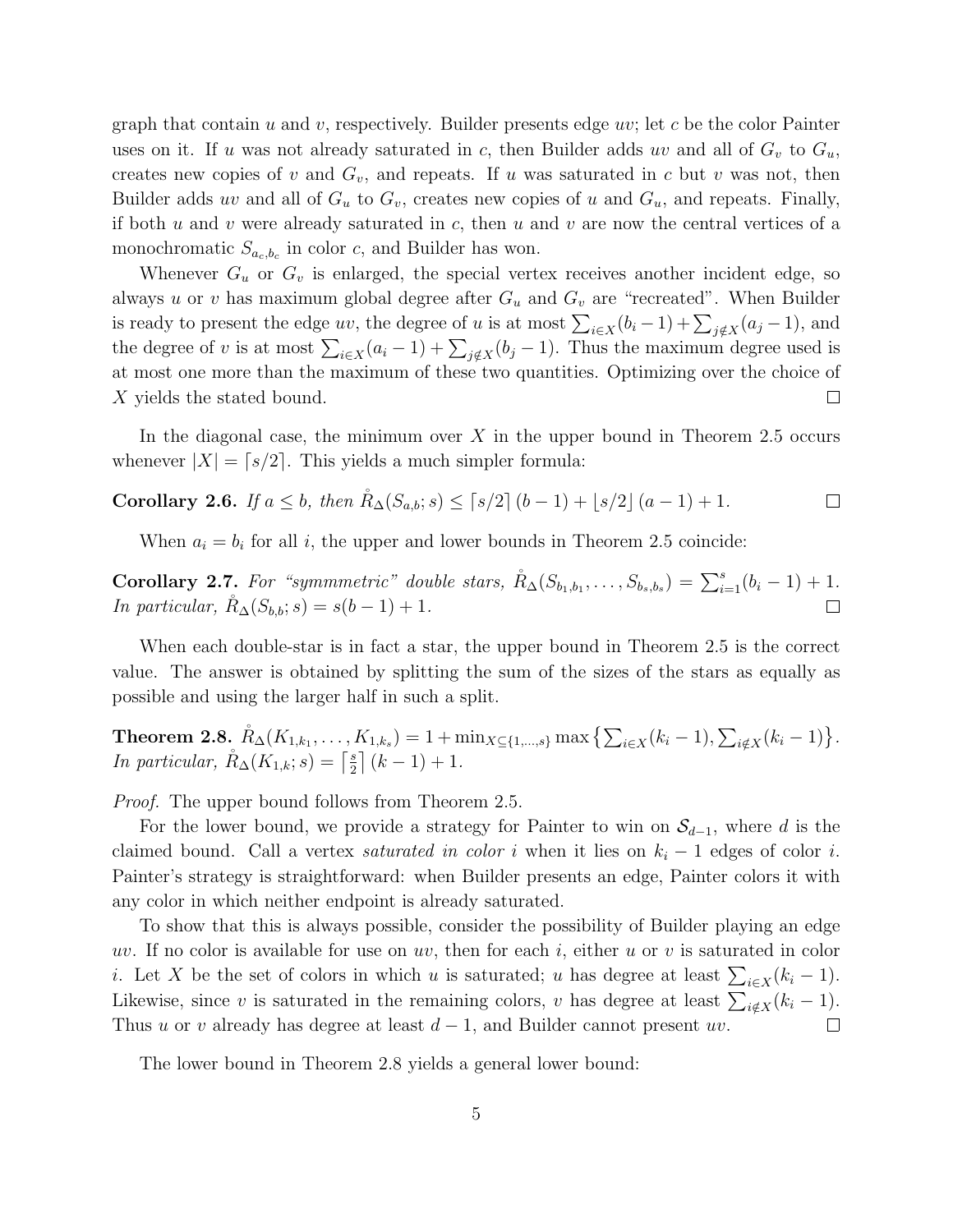graph that contain $u$ and $v$, respectively. Builder presents edge $uv$; let $c$ be the color Painter uses on it. If $u$ was not already saturated in $c$, then Builder adds $uv$ and all of $G_v$ to $G_u$, creates new copies of $v$ and $G_v$, and repeats. If $u$ was saturated in $c$ but $v$ was not, then Builder adds $uv$ and all of $G_u$ to $G_v$, creates new copies of $u$ and $G_u$, and repeats. Finally, if both $u$ and $v$ were already saturated in $c$, then $u$ and $v$ are now the central vertices of a monochromatic $S_{a_c,b_c}$ in color $c$, and Builder has won.

Whenever $G_u$ or $G_v$ is enlarged, the special vertex receives another incident edge, so always $u$ or $v$ has maximum global degree after $G_u$ and $G_v$ are "recreated". When Builder is ready to present the edge $uv$, the degree of $u$ is at most $\sum_{i\in X}(b_i-1)+\sum_{j\notin X}(a_j-1)$, and the degree of $v$ is at most $\sum_{i\in X}(a_i-1)+\sum_{j\notin X}(b_j-1)$. Thus the maximum degree used is at most one more than the maximum of these two quantities. Optimizing over the choice of $X$ yields the stated bound. $\square$

In the diagonal case, the minimum over $X$ in the upper bound in Theorem 2.5 occurs whenever $|X| = \lceil s/2 \rceil$. This yields a much simpler formula:

**Corollary 2.6.** *If $a \le b$, then $\mathring{R}_\Delta(S_{a,b};s) \le \lceil s/2\rceil (b-1) + \lfloor s/2 \rfloor (a-1)+1$.* $\square$

When $a_i = b_i$ for all $i$, the upper and lower bounds in Theorem 2.5 coincide:

**Corollary 2.7.** *For "symmmetric" double stars, $\mathring{R}_\Delta(S_{b_1,b_1},\dots,S_{b_s,b_s}) = \sum_{i=1}^{s}(b_i-1)+1$. In particular, $\mathring{R}_\Delta(S_{b,b};s) = s(b-1)+1$.* $\square$

When each double-star is in fact a star, the upper bound in Theorem 2.5 is the correct value. The answer is obtained by splitting the sum of the sizes of the stars as equally as possible and using the larger half in such a split.

**Theorem 2.8.** $\mathring{R}_\Delta(K_{1,k_1},\dots,K_{1,k_s}) = 1+\min_{X\subseteq\{1,\dots,s\}}\max\left\{\sum_{i\in X}(k_i-1),\sum_{i\notin X}(k_i-1)\right\}$. *In particular, $\mathring{R}_\Delta(K_{1,k};s) = \left\lceil \frac{s}{2}\right\rceil (k-1)+1$.*

*Proof.* The upper bound follows from Theorem 2.5.

For the lower bound, we provide a strategy for Painter to win on $\mathcal{S}_{d-1}$, where $d$ is the claimed bound. Call a vertex *saturated in color* $i$ when it lies on $k_i - 1$ edges of color $i$. Painter's strategy is straightforward: when Builder presents an edge, Painter colors it with any color in which neither endpoint is already saturated.

To show that this is always possible, consider the possibility of Builder playing an edge $uv$. If no color is available for use on $uv$, then for each $i$, either $u$ or $v$ is saturated in color $i$. Let $X$ be the set of colors in which $u$ is saturated; $u$ has degree at least $\sum_{i\in X}(k_i-1)$. Likewise, since $v$ is saturated in the remaining colors, $v$ has degree at least $\sum_{i\notin X}(k_i-1)$. Thus $u$ or $v$ already has degree at least $d-1$, and Builder cannot present $uv$. $\square$

The lower bound in Theorem 2.8 yields a general lower bound: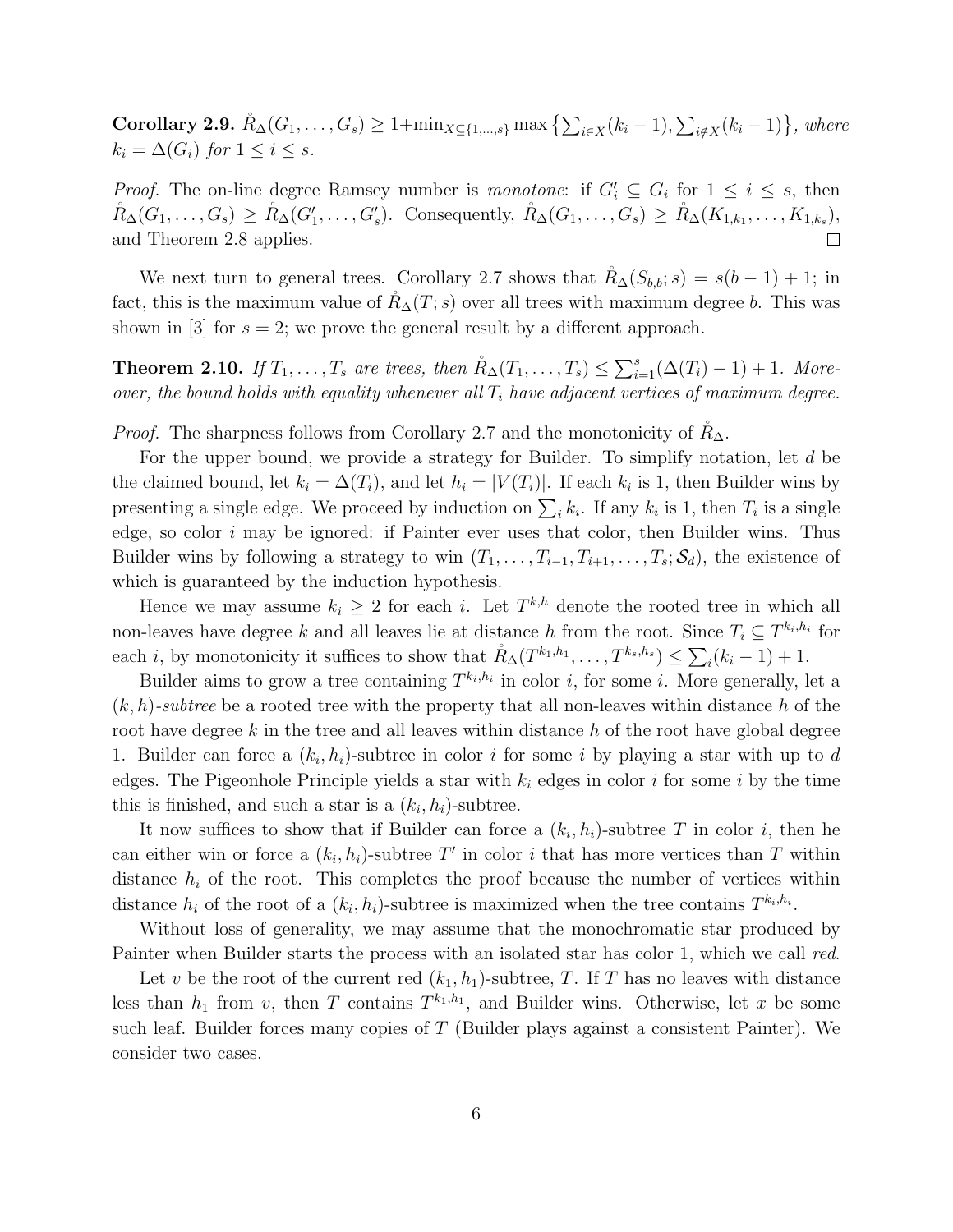**Corollary 2.9.** *$\mathring{R}_\Delta(G_1, \ldots, G_s) \geq 1 + \min_{X \subseteq \{1,\ldots,s\}} \max\left\{\sum_{i\in X}(k_i - 1), \sum_{i\notin X}(k_i-1)\right\}$, where $k_i = \Delta(G_i)$ for $1 \le i \le s$.*

*Proof.* The on-line degree Ramsey number is *monotone*: if $G_i' \subseteq G_i$ for $1 \le i \le s$, then $\mathring{R}_\Delta(G_1, \ldots, G_s) \geq \mathring{R}_\Delta(G_1', \ldots, G_s')$. Consequently, $\mathring{R}_\Delta(G_1, \ldots, G_s) \geq \mathring{R}_\Delta(K_{1,k_1}, \ldots, K_{1,k_s})$, and Theorem 2.8 applies. □

We next turn to general trees. Corollary 2.7 shows that $\mathring{R}_\Delta(S_{b,b}; s) = s(b-1)+1$; in fact, this is the maximum value of $\mathring{R}_\Delta(T; s)$ over all trees with maximum degree $b$. This was shown in [3] for $s = 2$; we prove the general result by a different approach.

**Theorem 2.10.** *If $T_1, \ldots, T_s$ are trees, then $\mathring{R}_\Delta(T_1, \ldots, T_s) \le \sum_{i=1}^{s}(\Delta(T_i) - 1) + 1$. Moreover, the bound holds with equality whenever all $T_i$ have adjacent vertices of maximum degree.*

*Proof.* The sharpness follows from Corollary 2.7 and the monotonicity of $\mathring{R}_\Delta$.

For the upper bound, we provide a strategy for Builder. To simplify notation, let $d$ be the claimed bound, let $k_i = \Delta(T_i)$, and let $h_i = |V(T_i)|$. If each $k_i$ is 1, then Builder wins by presenting a single edge. We proceed by induction on $\sum_i k_i$. If any $k_i$ is 1, then $T_i$ is a single edge, so color $i$ may be ignored: if Painter ever uses that color, then Builder wins. Thus Builder wins by following a strategy to win $(T_1, \ldots, T_{i-1}, T_{i+1}, \ldots, T_s; \mathcal{S}_d)$, the existence of which is guaranteed by the induction hypothesis.

Hence we may assume $k_i \ge 2$ for each $i$. Let $T^{k,h}$ denote the rooted tree in which all non-leaves have degree $k$ and all leaves lie at distance $h$ from the root. Since $T_i \subseteq T^{k_i,h_i}$ for each $i$, by monotonicity it suffices to show that $\mathring{R}_\Delta(T^{k_1,h_1}, \ldots, T^{k_s,h_s}) \le \sum_i(k_i - 1) + 1$.

Builder aims to grow a tree containing $T^{k_i,h_i}$ in color $i$, for some $i$. More generally, let a *$(k, h)$-subtree* be a rooted tree with the property that all non-leaves within distance $h$ of the root have degree $k$ in the tree and all leaves within distance $h$ of the root have global degree 1. Builder can force a $(k_i, h_i)$-subtree in color $i$ for some $i$ by playing a star with up to $d$ edges. The Pigeonhole Principle yields a star with $k_i$ edges in color $i$ for some $i$ by the time this is finished, and such a star is a $(k_i, h_i)$-subtree.

It now suffices to show that if Builder can force a $(k_i, h_i)$-subtree $T$ in color $i$, then he can either win or force a $(k_i, h_i)$-subtree $T'$ in color $i$ that has more vertices than $T$ within distance $h_i$ of the root. This completes the proof because the number of vertices within distance $h_i$ of the root of a $(k_i, h_i)$-subtree is maximized when the tree contains $T^{k_i,h_i}$.

Without loss of generality, we may assume that the monochromatic star produced by Painter when Builder starts the process with an isolated star has color 1, which we call *red*.

Let $v$ be the root of the current red $(k_1, h_1)$-subtree, $T$. If $T$ has no leaves with distance less than $h_1$ from $v$, then $T$ contains $T^{k_1,h_1}$, and Builder wins. Otherwise, let $x$ be some such leaf. Builder forces many copies of $T$ (Builder plays against a consistent Painter). We consider two cases.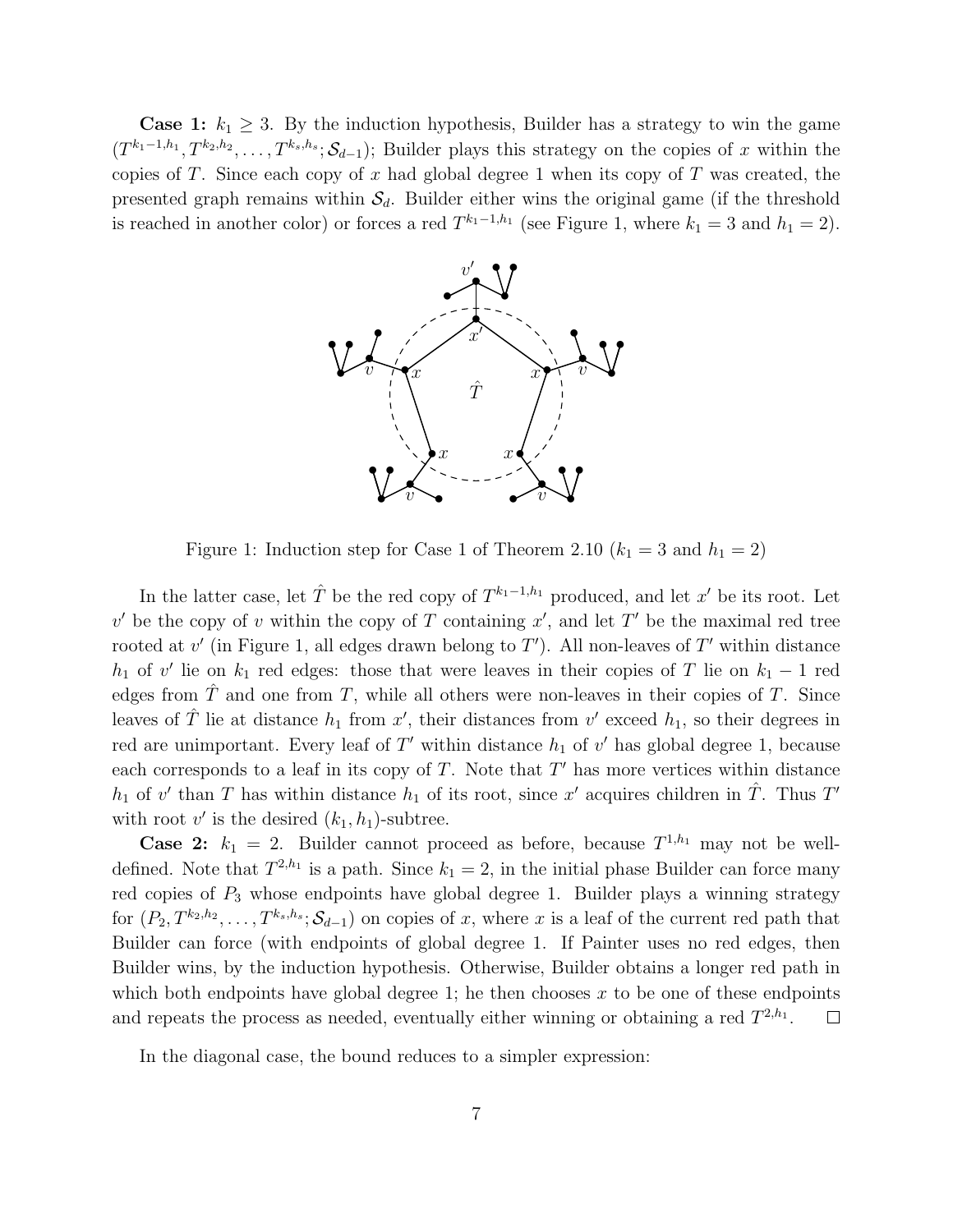**Case 1:** $k_1 \geq 3$. By the induction hypothesis, Builder has a strategy to win the game $(T^{k_1-1,h_1}, T^{k_2,h_2}, \ldots, T^{k_s,h_s}; \mathcal{S}_{d-1})$; Builder plays this strategy on the copies of $x$ within the copies of $T$. Since each copy of $x$ had global degree 1 when its copy of $T$ was created, the presented graph remains within $\mathcal{S}_d$. Builder either wins the original game (if the threshold is reached in another color) or forces a red $T^{k_1-1,h_1}$ (see Figure 1, where $k_1 = 3$ and $h_1 = 2$).

Figure 1: Induction step for Case 1 of Theorem 2.10 ($k_1 = 3$ and $h_1 = 2$)

In the latter case, let $\hat{T}$ be the red copy of $T^{k_1-1,h_1}$ produced, and let $x'$ be its root. Let $v'$ be the copy of $v$ within the copy of $T$ containing $x'$, and let $T'$ be the maximal red tree rooted at $v'$ (in Figure 1, all edges drawn belong to $T'$). All non-leaves of $T'$ within distance $h_1$ of $v'$ lie on $k_1$ red edges: those that were leaves in their copies of $T$ lie on $k_1 - 1$ red edges from $\hat{T}$ and one from $T$, while all others were non-leaves in their copies of $T$. Since leaves of $\hat{T}$ lie at distance $h_1$ from $x'$, their distances from $v'$ exceed $h_1$, so their degrees in red are unimportant. Every leaf of $T'$ within distance $h_1$ of $v'$ has global degree 1, because each corresponds to a leaf in its copy of $T$. Note that $T'$ has more vertices within distance $h_1$ of $v'$ than $T$ has within distance $h_1$ of its root, since $x'$ acquires children in $\hat{T}$. Thus $T'$ with root $v'$ is the desired $(k_1, h_1)$-subtree.

**Case 2:** $k_1 = 2$. Builder cannot proceed as before, because $T^{1,h_1}$ may not be well-defined. Note that $T^{2,h_1}$ is a path. Since $k_1 = 2$, in the initial phase Builder can force many red copies of $P_3$ whose endpoints have global degree 1. Builder plays a winning strategy for $(P_2, T^{k_2,h_2}, \ldots, T^{k_s,h_s}; \mathcal{S}_{d-1})$ on copies of $x$, where $x$ is a leaf of the current red path that Builder can force (with endpoints of global degree 1. If Painter uses no red edges, then Builder wins, by the induction hypothesis. Otherwise, Builder obtains a longer red path in which both endpoints have global degree 1; he then chooses $x$ to be one of these endpoints and repeats the process as needed, eventually either winning or obtaining a red $T^{2,h_1}$. $\square$

In the diagonal case, the bound reduces to a simpler expression: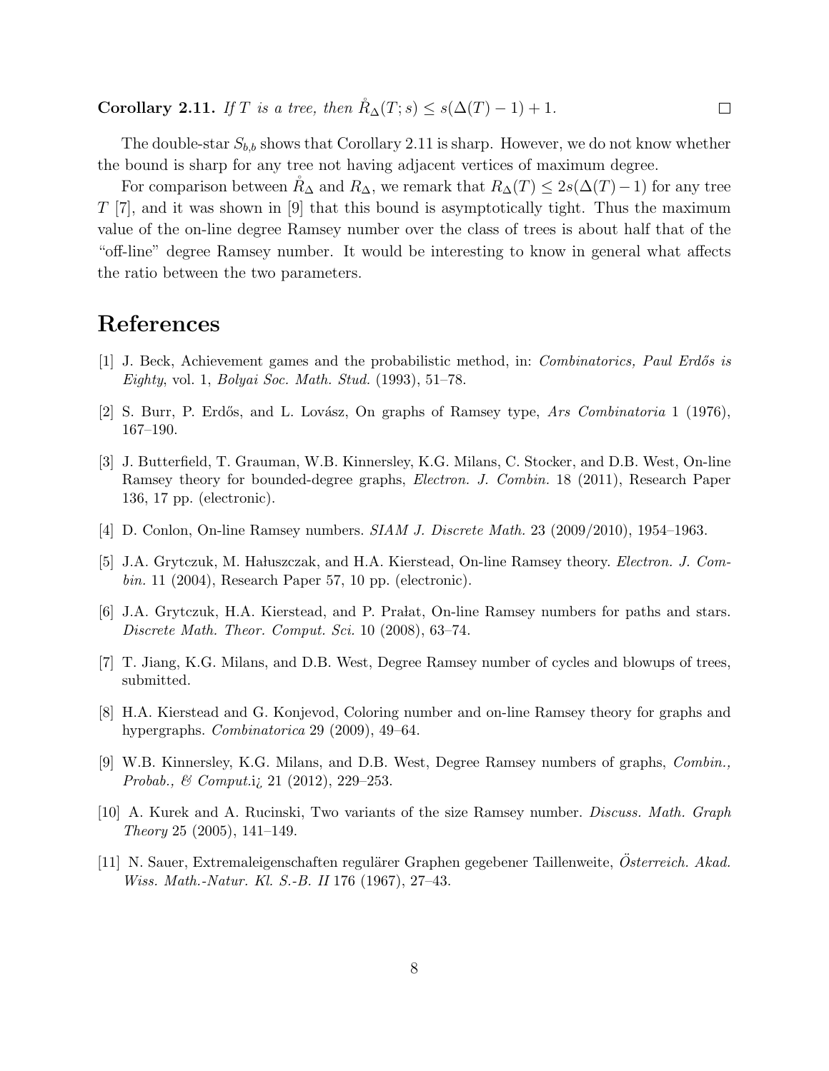**Corollary 2.11.** *If $T$ is a tree, then $\mathring{R}_\Delta(T;s) \le s(\Delta(T)-1)+1$.* $\square$

The double-star $S_{b,b}$ shows that Corollary 2.11 is sharp. However, we do not know whether the bound is sharp for any tree not having adjacent vertices of maximum degree.

For comparison between $\mathring{R}_\Delta$ and $R_\Delta$, we remark that $R_\Delta(T) \le 2s(\Delta(T)-1)$ for any tree $T$ [7], and it was shown in [9] that this bound is asymptotically tight. Thus the maximum value of the on-line degree Ramsey number over the class of trees is about half that of the "off-line" degree Ramsey number. It would be interesting to know in general what affects the ratio between the two parameters.

# References

[1] J. Beck, Achievement games and the probabilistic method, in: *Combinatorics, Paul Erdős is Eighty*, vol. 1, *Bolyai Soc. Math. Stud.* (1993), 51–78.

[2] S. Burr, P. Erdős, and L. Lovász, On graphs of Ramsey type, *Ars Combinatoria* 1 (1976), 167–190.

[3] J. Butterfield, T. Grauman, W.B. Kinnersley, K.G. Milans, C. Stocker, and D.B. West, On-line Ramsey theory for bounded-degree graphs, *Electron. J. Combin.* 18 (2011), Research Paper 136, 17 pp. (electronic).

[4] D. Conlon, On-line Ramsey numbers. *SIAM J. Discrete Math.* 23 (2009/2010), 1954–1963.

[5] J.A. Grytczuk, M. Hałuszczak, and H.A. Kierstead, On-line Ramsey theory. *Electron. J. Combin.* 11 (2004), Research Paper 57, 10 pp. (electronic).

[6] J.A. Grytczuk, H.A. Kierstead, and P. Prałat, On-line Ramsey numbers for paths and stars. *Discrete Math. Theor. Comput. Sci.* 10 (2008), 63–74.

[7] T. Jiang, K.G. Milans, and D.B. West, Degree Ramsey number of cycles and blowups of trees, submitted.

[8] H.A. Kierstead and G. Konjevod, Coloring number and on-line Ramsey theory for graphs and hypergraphs. *Combinatorica* 29 (2009), 49–64.

[9] W.B. Kinnersley, K.G. Milans, and D.B. West, Degree Ramsey numbers of graphs, *Combin., Probab., & Comput.*¿ 21 (2012), 229–253.

[10] A. Kurek and A. Rucinski, Two variants of the size Ramsey number. *Discuss. Math. Graph Theory* 25 (2005), 141–149.

[11] N. Sauer, Extremaleigenschaften regulärer Graphen gegebener Taillenweite, *Österreich. Akad. Wiss. Math.-Natur. Kl. S.-B. II* 176 (1967), 27–43.